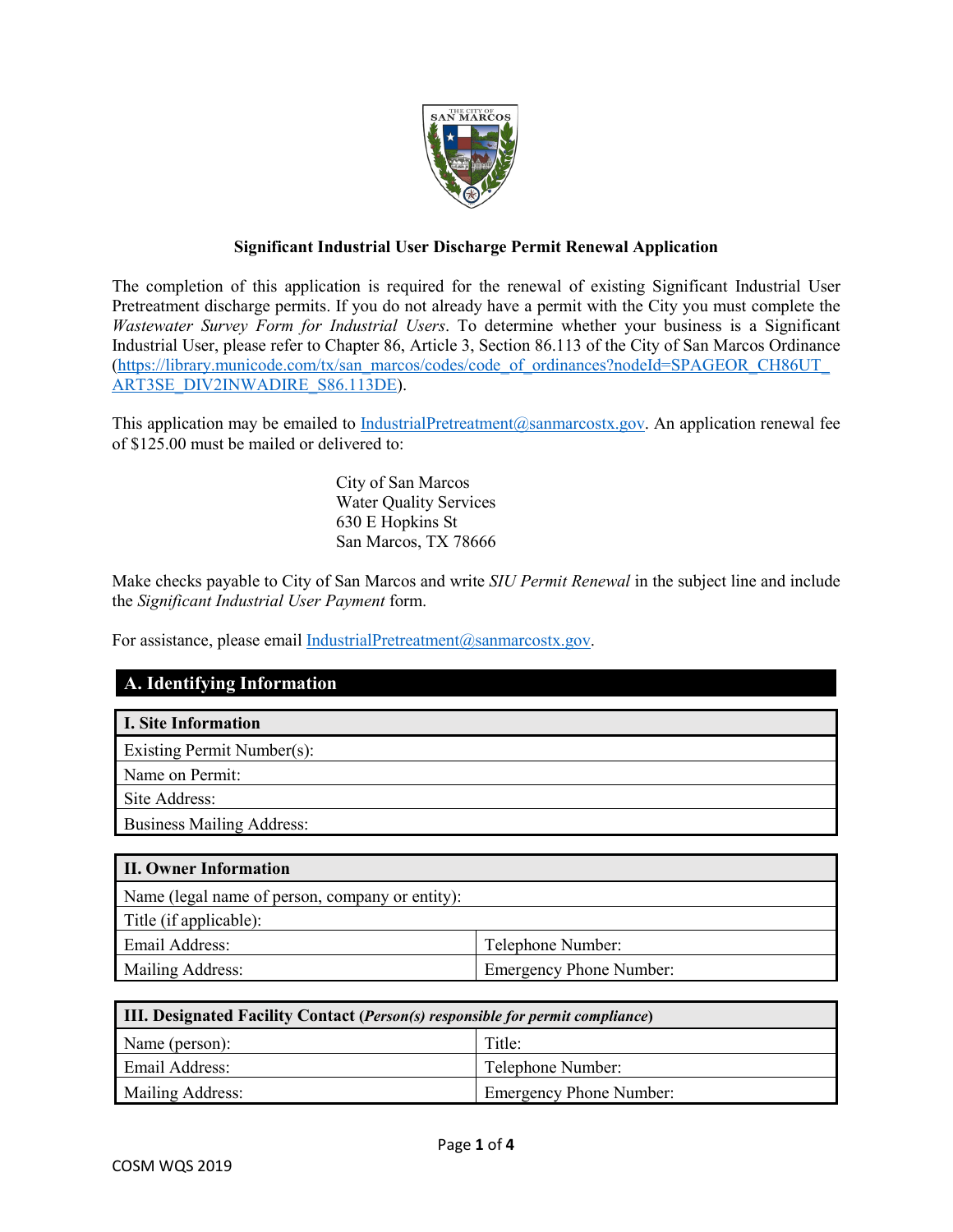**Significant Industrial User Discharge Permit Renewal Application**

The completion of this application is required for the renewal of existing Significant Industrial User Pretreatment discharge permits. If you do not already have a permit with the City you must complete the *Wastewater Survey Form for Industrial Users*. To determine whether your business is a Significant Industrial User, please refer to Chapter 86, Article 3, Section 86.113 of the City of San Marcos Ordinance (https://library.municode.com/tx/san_marcos/codes/code_of_ordinances?nodeId=SPAGEOR_CH86UT_ART3SE_DIV2INWADIRE_S86.113DE).

This application may be emailed to IndustrialPretreatment@sanmarcostx.gov. An application renewal fee of $125.00 must be mailed or delivered to:

City of San Marcos
Water Quality Services
630 E Hopkins St
San Marcos, TX 78666

Make checks payable to City of San Marcos and write *SIU Permit Renewal* in the subject line and include the *Significant Industrial User Payment* form.

For assistance, please email IndustrialPretreatment@sanmarcostx.gov.

## A. Identifying Information

| I. Site Information |
|---|
| Existing Permit Number(s): |
| Name on Permit: |
| Site Address: |
| Business Mailing Address: |

| II. Owner Information | |
|---|---|
| Name (legal name of person, company or entity): | |
| Title (if applicable): | |
| Email Address: | Telephone Number: |
| Mailing Address: | Emergency Phone Number: |

| III. Designated Facility Contact (*Person(s) responsible for permit compliance*) | |
|---|---|
| Name (person): | Title: |
| Email Address: | Telephone Number: |
| Mailing Address: | Emergency Phone Number: |

COSM WQS 2019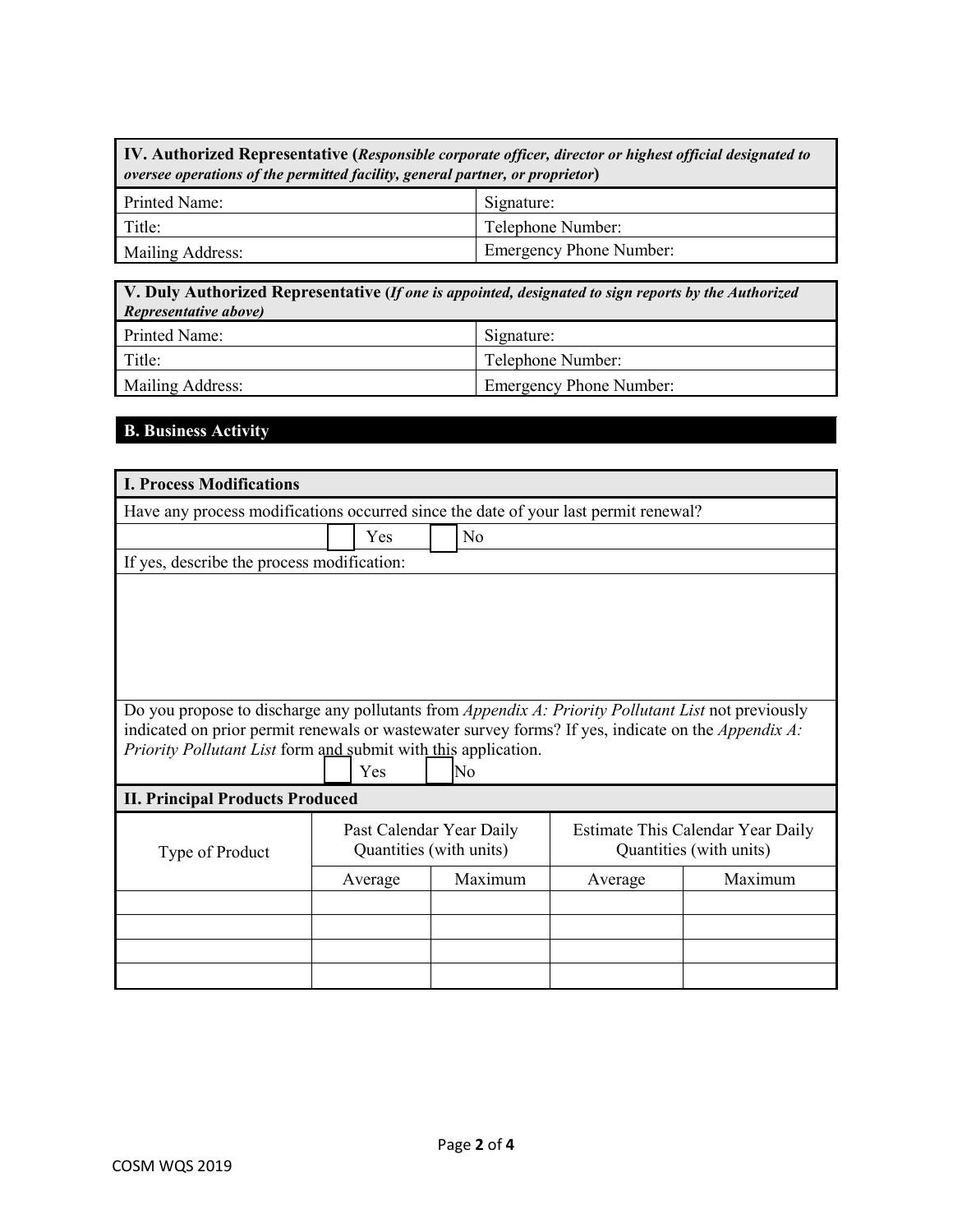| **IV. Authorized Representative (*Responsible corporate officer, director or highest official designated to oversee operations of the permitted facility, general partner, or proprietor*)** | |
|---|---|
| Printed Name: | Signature: |
| Title: | Telephone Number: |
| Mailing Address: | Emergency Phone Number: |

| **V. Duly Authorized Representative (*If one is appointed, designated to sign reports by the Authorized Representative above)*** | |
|---|---|
| Printed Name: | Signature: |
| Title: | Telephone Number: |
| Mailing Address: | Emergency Phone Number: |

## B. Business Activity

### I. Process Modifications

Have any process modifications occurred since the date of your last permit renewal?

☐ Yes ☐ No

If yes, describe the process modification:

Do you propose to discharge any pollutants from *Appendix A: Priority Pollutant List* not previously indicated on prior permit renewals or wastewater survey forms? If yes, indicate on the *Appendix A: Priority Pollutant List* form and submit with this application.

☐ Yes ☐ No

### II. Principal Products Produced

| Type of Product | Past Calendar Year Daily Quantities (with units) | | Estimate This Calendar Year Daily Quantities (with units) | |
|---|---|---|---|---|
| | Average | Maximum | Average | Maximum |
| | | | | |
| | | | | |
| | | | | |
| | | | | |

COSM WQS 2019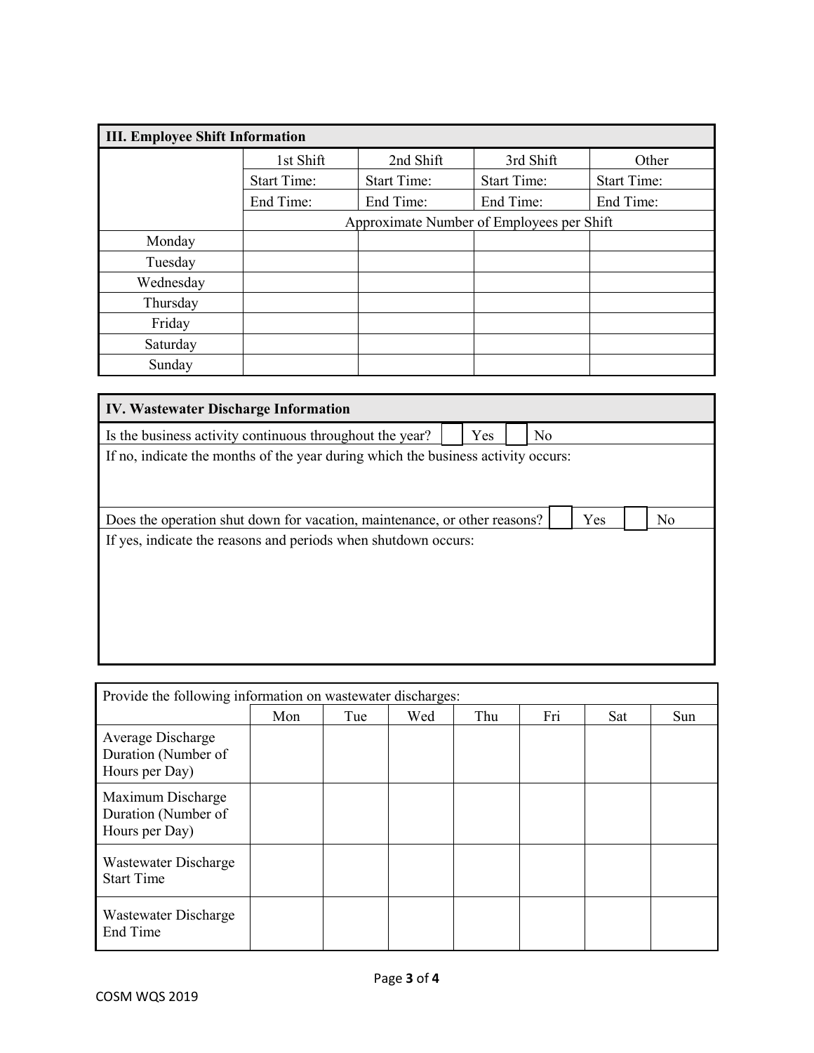### III. Employee Shift Information

| | 1st Shift | 2nd Shift | 3rd Shift | Other |
|---|---|---|---|---|
| | Start Time: | Start Time: | Start Time: | Start Time: |
| | End Time: | End Time: | End Time: | End Time: |
| | Approximate Number of Employees per Shift | | | |
| Monday | | | | |
| Tuesday | | | | |
| Wednesday | | | | |
| Thursday | | | | |
| Friday | | | | |
| Saturday | | | | |
| Sunday | | | | |

### IV. Wastewater Discharge Information

Is the business activity continuous throughout the year? ☐ Yes ☐ No

If no, indicate the months of the year during which the business activity occurs:

Does the operation shut down for vacation, maintenance, or other reasons? ☐ Yes ☐ No

If yes, indicate the reasons and periods when shutdown occurs:

Provide the following information on wastewater discharges:

| | Mon | Tue | Wed | Thu | Fri | Sat | Sun |
|---|---|---|---|---|---|---|---|
| Average Discharge Duration (Number of Hours per Day) | | | | | | | |
| Maximum Discharge Duration (Number of Hours per Day) | | | | | | | |
| Wastewater Discharge Start Time | | | | | | | |
| Wastewater Discharge End Time | | | | | | | |

COSM WQS 2019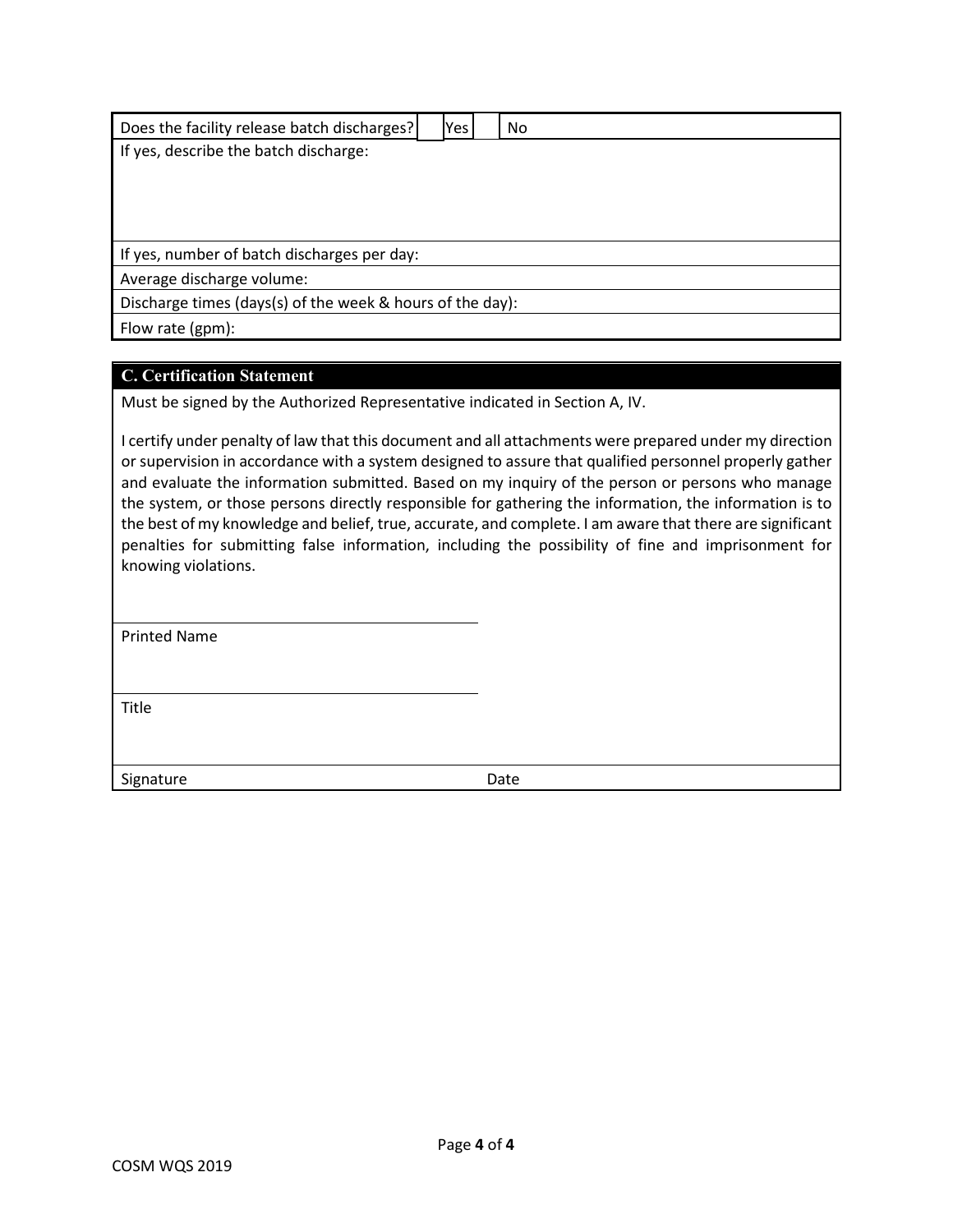| | | | | |
|---|---|---|---|---|
| Does the facility release batch discharges? | | Yes | | No |

If yes, describe the batch discharge:

If yes, number of batch discharges per day:

Average discharge volume:

Discharge times (days(s) of the week & hours of the day):

Flow rate (gpm):

## C. Certification Statement

Must be signed by the Authorized Representative indicated in Section A, IV.

I certify under penalty of law that this document and all attachments were prepared under my direction or supervision in accordance with a system designed to assure that qualified personnel properly gather and evaluate the information submitted. Based on my inquiry of the person or persons who manage the system, or those persons directly responsible for gathering the information, the information is to the best of my knowledge and belief, true, accurate, and complete. I am aware that there are significant penalties for submitting false information, including the possibility of fine and imprisonment for knowing violations.

Printed Name

Title

Signature　　　　　　　　　　　　Date

COSM WQS 2019